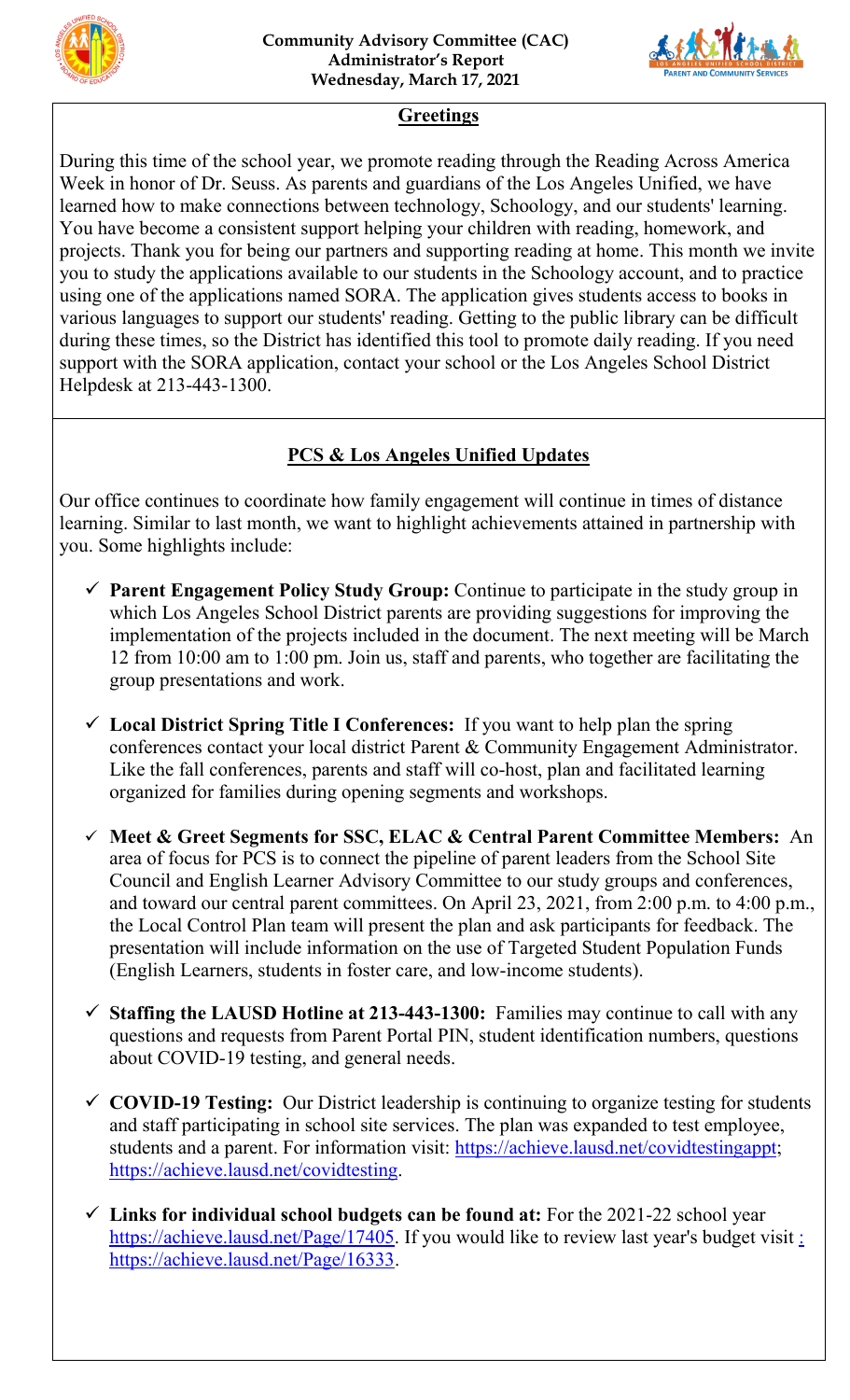**Community Advisory Committee (CAC)**
**Administrator's Report**
**Wednesday, March 17, 2021**

## Greetings

During this time of the school year, we promote reading through the Reading Across America Week in honor of Dr. Seuss. As parents and guardians of the Los Angeles Unified, we have learned how to make connections between technology, Schoology, and our students' learning. You have become a consistent support helping your children with reading, homework, and projects. Thank you for being our partners and supporting reading at home. This month we invite you to study the applications available to our students in the Schoology account, and to practice using one of the applications named SORA. The application gives students access to books in various languages to support our students' reading. Getting to the public library can be difficult during these times, so the District has identified this tool to promote daily reading. If you need support with the SORA application, contact your school or the Los Angeles School District Helpdesk at 213-443-1300.

## PCS & Los Angeles Unified Updates

Our office continues to coordinate how family engagement will continue in times of distance learning. Similar to last month, we want to highlight achievements attained in partnership with you. Some highlights include:

- ✓ **Parent Engagement Policy Study Group:** Continue to participate in the study group in which Los Angeles School District parents are providing suggestions for improving the implementation of the projects included in the document. The next meeting will be March 12 from 10:00 am to 1:00 pm. Join us, staff and parents, who together are facilitating the group presentations and work.

- ✓ **Local District Spring Title I Conferences:** If you want to help plan the spring conferences contact your local district Parent & Community Engagement Administrator. Like the fall conferences, parents and staff will co-host, plan and facilitated learning organized for families during opening segments and workshops.

- ✓ **Meet & Greet Segments for SSC, ELAC & Central Parent Committee Members:** An area of focus for PCS is to connect the pipeline of parent leaders from the School Site Council and English Learner Advisory Committee to our study groups and conferences, and toward our central parent committees. On April 23, 2021, from 2:00 p.m. to 4:00 p.m., the Local Control Plan team will present the plan and ask participants for feedback. The presentation will include information on the use of Targeted Student Population Funds (English Learners, students in foster care, and low-income students).

- ✓ **Staffing the LAUSD Hotline at 213-443-1300:** Families may continue to call with any questions and requests from Parent Portal PIN, student identification numbers, questions about COVID-19 testing, and general needs.

- ✓ **COVID-19 Testing:** Our District leadership is continuing to organize testing for students and staff participating in school site services. The plan was expanded to test employee, students and a parent. For information visit: https://achieve.lausd.net/covidtestingappt; https://achieve.lausd.net/covidtesting.

- ✓ **Links for individual school budgets can be found at:** For the 2021-22 school year https://achieve.lausd.net/Page/17405. If you would like to review last year's budget visit : https://achieve.lausd.net/Page/16333.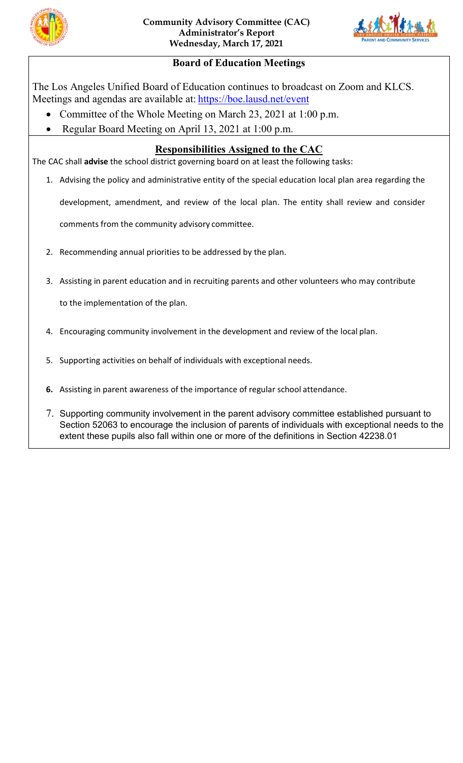**Community Advisory Committee (CAC)**
**Administrator's Report**
**Wednesday, March 17, 2021**

## Board of Education Meetings

The Los Angeles Unified Board of Education continues to broadcast on Zoom and KLCS. Meetings and agendas are available at: https://boe.lausd.net/event

- Committee of the Whole Meeting on March 23, 2021 at 1:00 p.m.
- Regular Board Meeting on April 13, 2021 at 1:00 p.m.

## Responsibilities Assigned to the CAC

The CAC shall **advise** the school district governing board on at least the following tasks:

1. Advising the policy and administrative entity of the special education local plan area regarding the development, amendment, and review of the local plan. The entity shall review and consider comments from the community advisory committee.
2. Recommending annual priorities to be addressed by the plan.
3. Assisting in parent education and in recruiting parents and other volunteers who may contribute to the implementation of the plan.
4. Encouraging community involvement in the development and review of the local plan.
5. Supporting activities on behalf of individuals with exceptional needs.
6. Assisting in parent awareness of the importance of regular school attendance.
7. Supporting community involvement in the parent advisory committee established pursuant to Section 52063 to encourage the inclusion of parents of individuals with exceptional needs to the extent these pupils also fall within one or more of the definitions in Section 42238.01